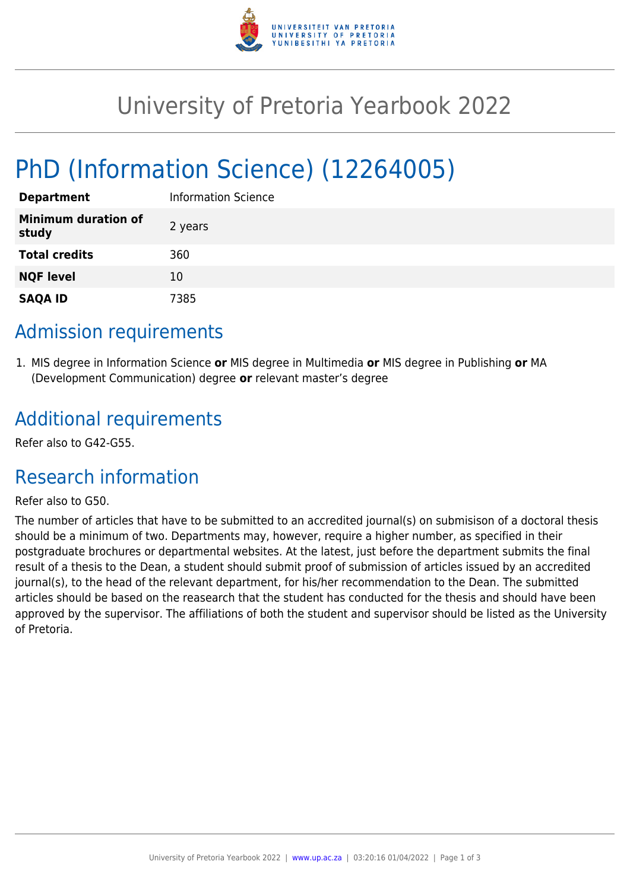# University of Pretoria Yearbook 2022

# PhD (Information Science) (12264005)

| | |
|---|---|
| **Department** | Information Science |
| **Minimum duration of study** | 2 years |
| **Total credits** | 360 |
| **NQF level** | 10 |
| **SAQA ID** | 7385 |

## Admission requirements

1. MIS degree in Information Science **or** MIS degree in Multimedia **or** MIS degree in Publishing **or** MA (Development Communication) degree **or** relevant master's degree

## Additional requirements

Refer also to G42-G55.

## Research information

Refer also to G50.

The number of articles that have to be submitted to an accredited journal(s) on submisison of a doctoral thesis should be a minimum of two. Departments may, however, require a higher number, as specified in their postgraduate brochures or departmental websites. At the latest, just before the department submits the final result of a thesis to the Dean, a student should submit proof of submission of articles issued by an accredited journal(s), to the head of the relevant department, for his/her recommendation to the Dean. The submitted articles should be based on the reasearch that the student has conducted for the thesis and should have been approved by the supervisor. The affiliations of both the student and supervisor should be listed as the University of Pretoria.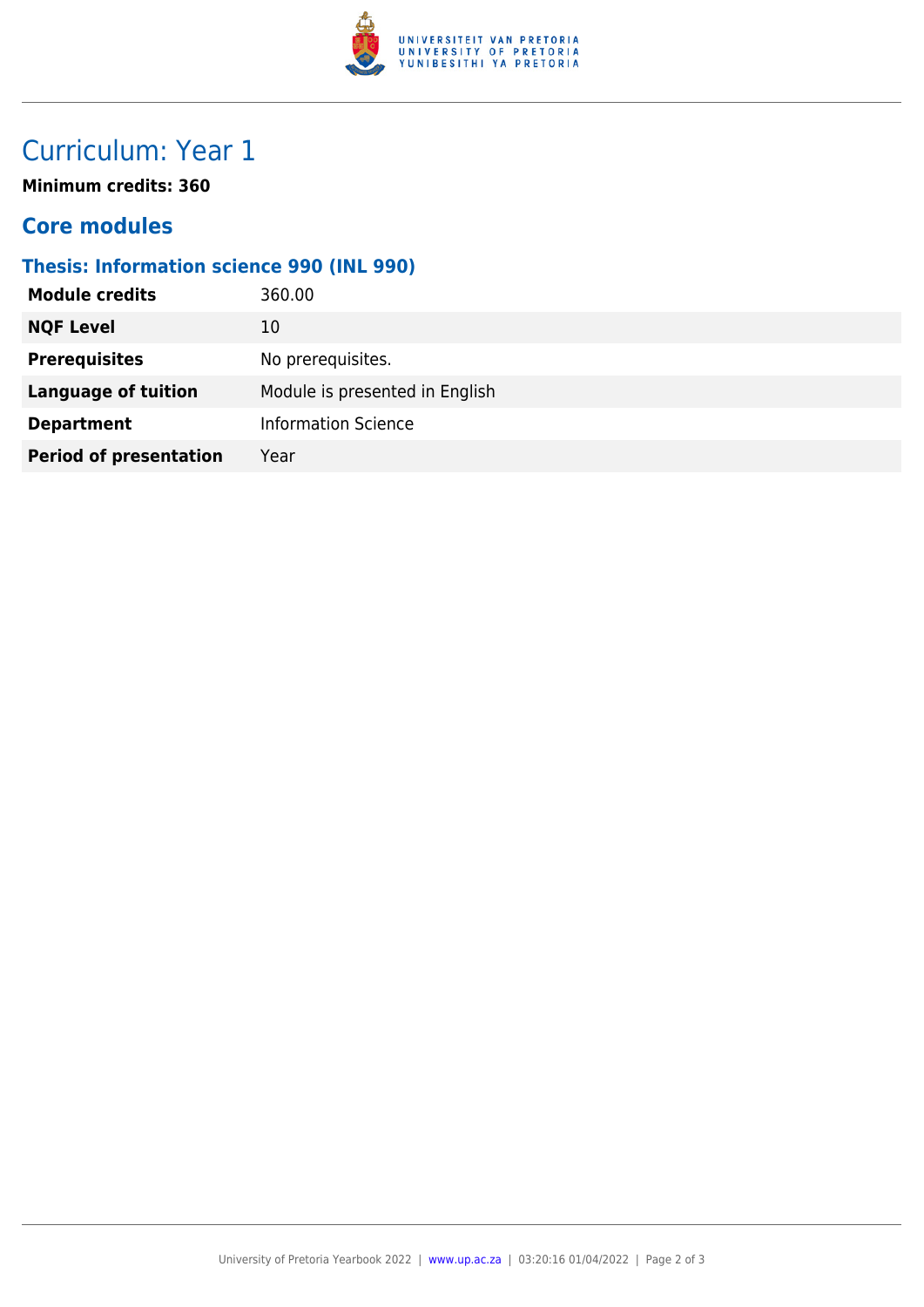# Curriculum: Year 1

**Minimum credits: 360**

## Core modules

### Thesis: Information science 990 (INL 990)

| | |
|---|---|
| **Module credits** | 360.00 |
| **NQF Level** | 10 |
| **Prerequisites** | No prerequisites. |
| **Language of tuition** | Module is presented in English |
| **Department** | Information Science |
| **Period of presentation** | Year |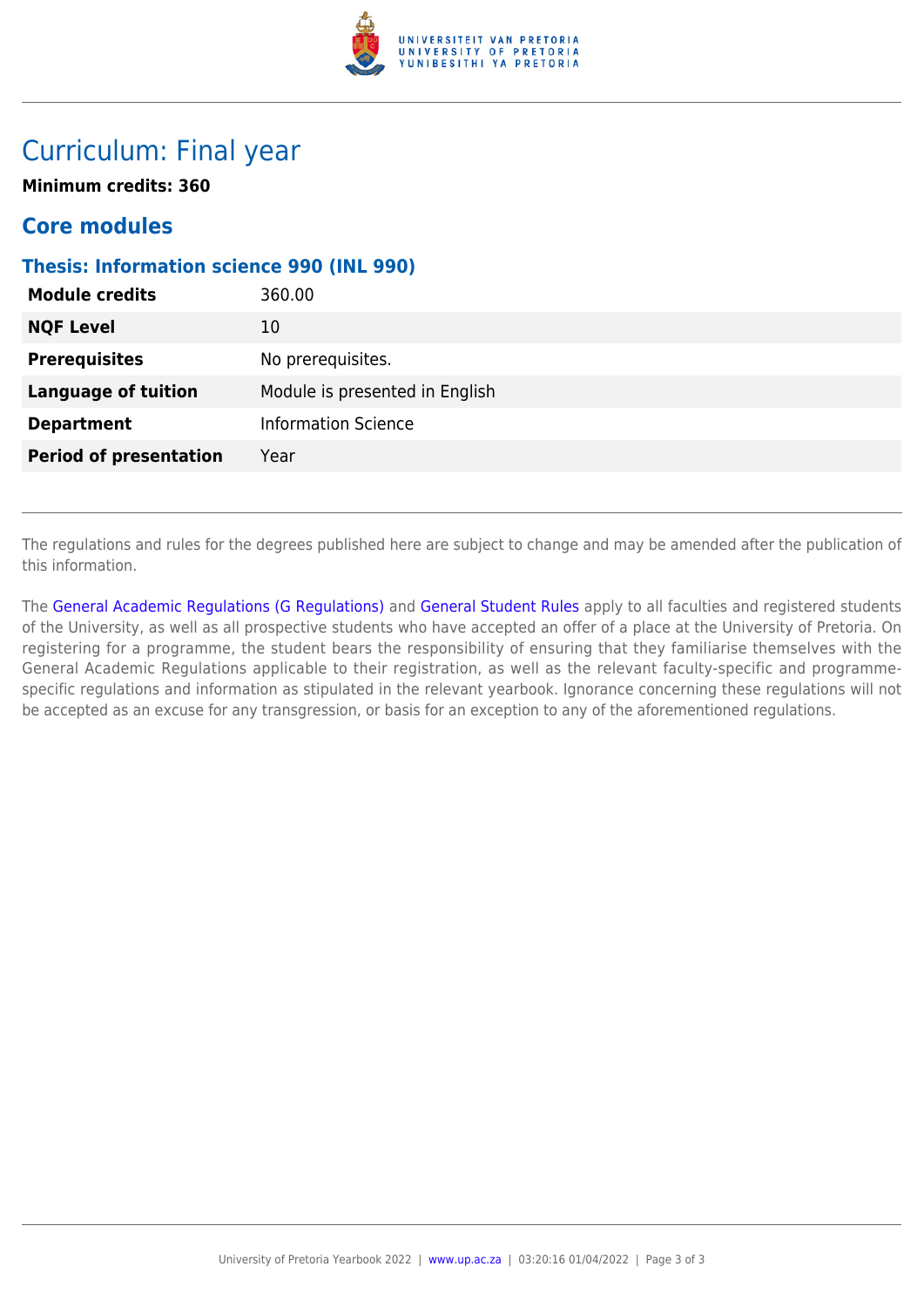# Curriculum: Final year

**Minimum credits: 360**

## Core modules

### Thesis: Information science 990 (INL 990)

| | |
|---|---|
| **Module credits** | 360.00 |
| **NQF Level** | 10 |
| **Prerequisites** | No prerequisites. |
| **Language of tuition** | Module is presented in English |
| **Department** | Information Science |
| **Period of presentation** | Year |

The regulations and rules for the degrees published here are subject to change and may be amended after the publication of this information.

The General Academic Regulations (G Regulations) and General Student Rules apply to all faculties and registered students of the University, as well as all prospective students who have accepted an offer of a place at the University of Pretoria. On registering for a programme, the student bears the responsibility of ensuring that they familiarise themselves with the General Academic Regulations applicable to their registration, as well as the relevant faculty-specific and programme-specific regulations and information as stipulated in the relevant yearbook. Ignorance concerning these regulations will not be accepted as an excuse for any transgression, or basis for an exception to any of the aforementioned regulations.